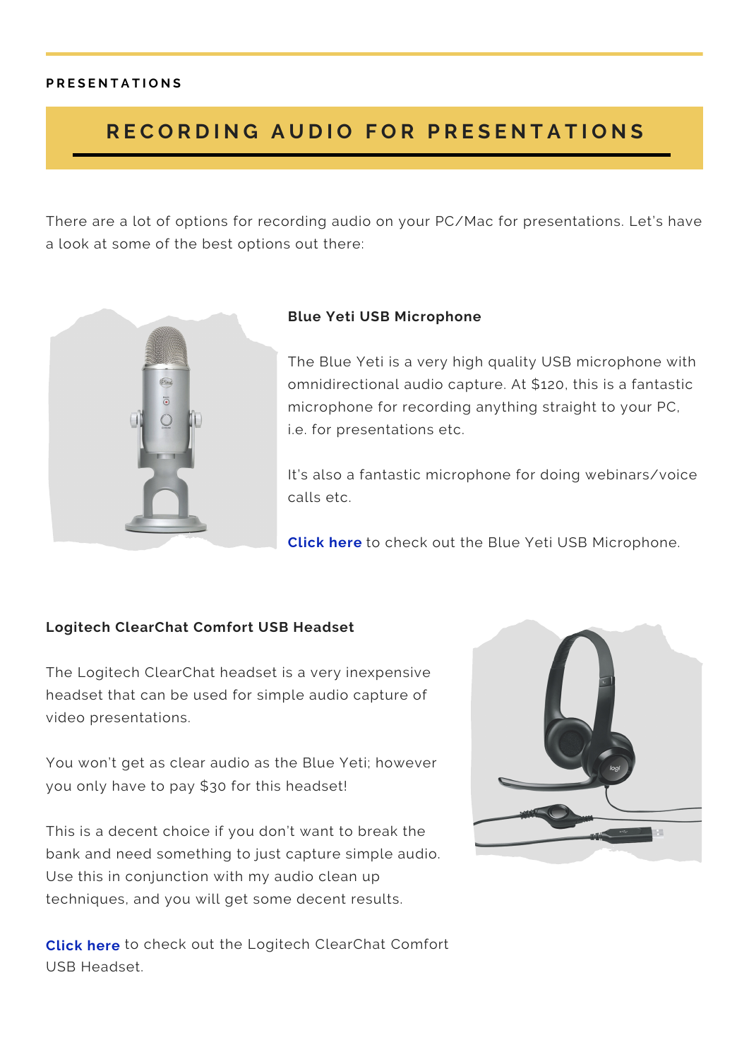PRESENTATIONS

# RECORDING AUDIO FOR PRESENTATIONS

There are a lot of options for recording audio on your PC/Mac for presentations. Let's have a look at some of the best options out there:

**Blue Yeti USB Microphone**

The Blue Yeti is a very high quality USB microphone with omnidirectional audio capture. At $120, this is a fantastic microphone for recording anything straight to your PC, i.e. for presentations etc.

It's also a fantastic microphone for doing webinars/voice calls etc.

**Click here** to check out the Blue Yeti USB Microphone.

**Logitech ClearChat Comfort USB Headset**

The Logitech ClearChat headset is a very inexpensive headset that can be used for simple audio capture of video presentations.

You won't get as clear audio as the Blue Yeti; however you only have to pay $30 for this headset!

This is a decent choice if you don't want to break the bank and need something to just capture simple audio. Use this in conjunction with my audio clean up techniques, and you will get some decent results.

**Click here** to check out the Logitech ClearChat Comfort USB Headset.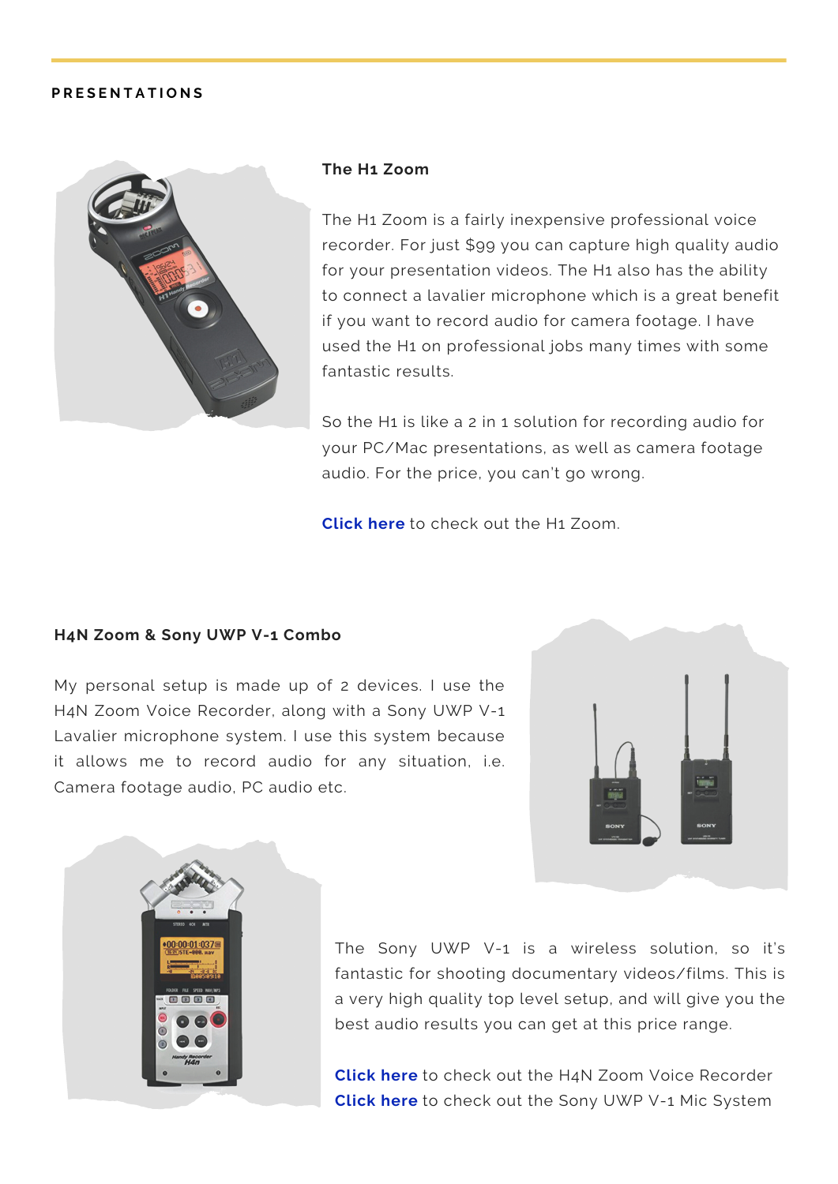## PRESENTATIONS

### The H1 Zoom

The H1 Zoom is a fairly inexpensive professional voice recorder. For just $99 you can capture high quality audio for your presentation videos. The H1 also has the ability to connect a lavalier microphone which is a great benefit if you want to record audio for camera footage. I have used the H1 on professional jobs many times with some fantastic results.

So the H1 is like a 2 in 1 solution for recording audio for your PC/Mac presentations, as well as camera footage audio. For the price, you can't go wrong.

**Click here** to check out the H1 Zoom.

### H4N Zoom & Sony UWP V-1 Combo

My personal setup is made up of 2 devices. I use the H4N Zoom Voice Recorder, along with a Sony UWP V-1 Lavalier microphone system. I use this system because it allows me to record audio for any situation, i.e. Camera footage audio, PC audio etc.

The Sony UWP V-1 is a wireless solution, so it's fantastic for shooting documentary videos/films. This is a very high quality top level setup, and will give you the best audio results you can get at this price range.

**Click here** to check out the H4N Zoom Voice Recorder
**Click here** to check out the Sony UWP V-1 Mic System